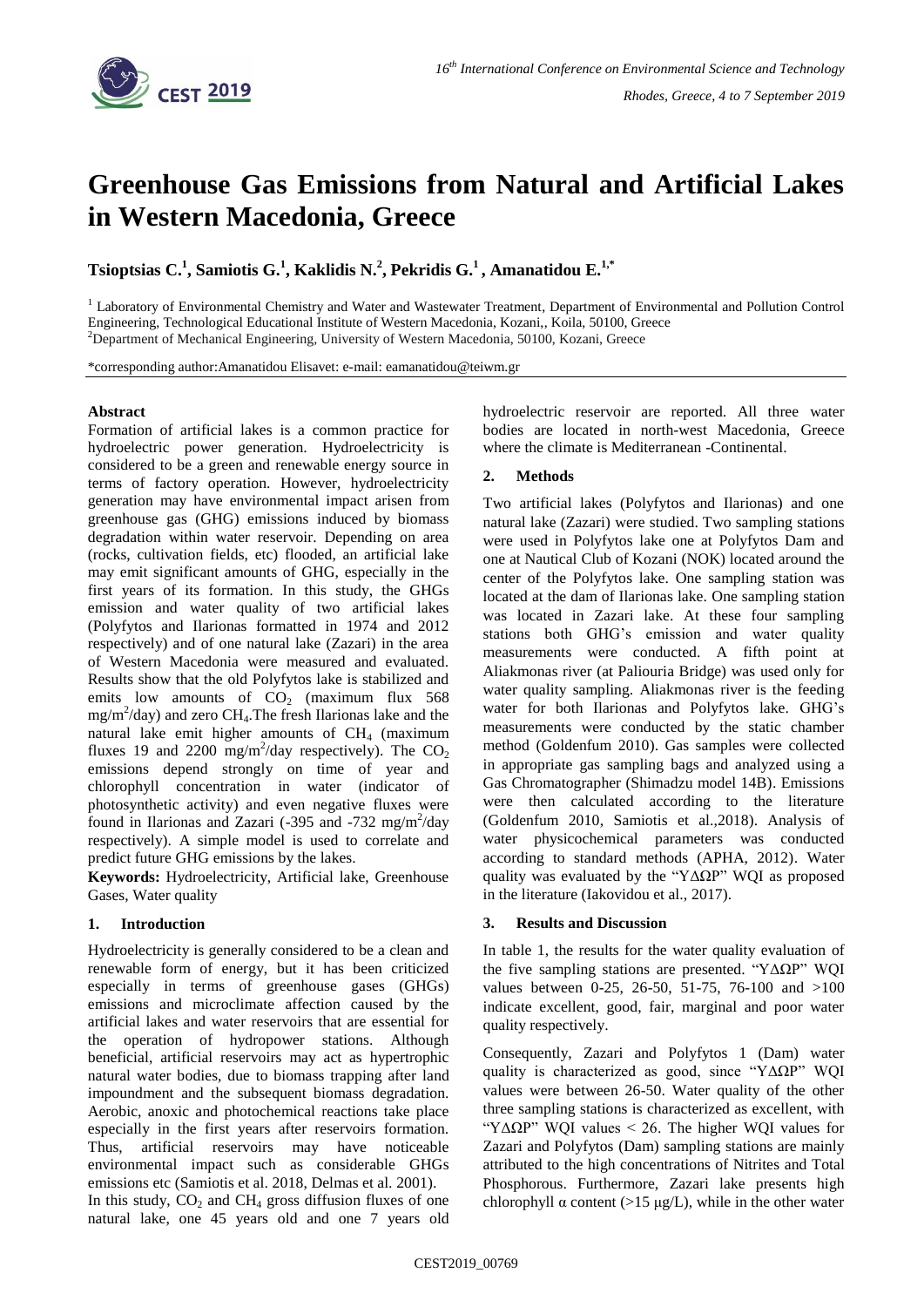# Greenhouse Gas Emissions from Natural and Artificial Lakes in Western Macedonia, Greece

**Tsioptsias C.[1], Samiotis G.[1], Kaklidis N.[2], Pekridis G.[1], Amanatidou E.[1,*]**

[1] Laboratory of Environmental Chemistry and Water and Wastewater Treatment, Department of Environmental and Pollution Control Engineering, Technological Educational Institute of Western Macedonia, Kozani,, Koila, 50100, Greece
[2]Department of Mechanical Engineering, University of Western Macedonia, 50100, Kozani, Greece

*corresponding author:Amanatidou Elisavet: e-mail: eamanatidou@teiwm.gr

## Abstract

Formation of artificial lakes is a common practice for hydroelectric power generation. Hydroelectricity is considered to be a green and renewable energy source in terms of factory operation. However, hydroelectricity generation may have environmental impact arisen from greenhouse gas (GHG) emissions induced by biomass degradation within water reservoir. Depending on area (rocks, cultivation fields, etc) flooded, an artificial lake may emit significant amounts of GHG, especially in the first years of its formation. In this study, the GHGs emission and water quality of two artificial lakes (Polyfytos and Ilarionas formatted in 1974 and 2012 respectively) and of one natural lake (Zazari) in the area of Western Macedonia were measured and evaluated. Results show that the old Polyfytos lake is stabilized and emits low amounts of $CO_2$ (maximum flux 568 $mg/m^2/day$) and zero $CH_4$.The fresh Ilarionas lake and the natural lake emit higher amounts of $CH_4$ (maximum fluxes 19 and 2200 $mg/m^2/day$ respectively). The $CO_2$ emissions depend strongly on time of year and chlorophyll concentration in water (indicator of photosynthetic activity) and even negative fluxes were found in Ilarionas and Zazari (-395 and -732 $mg/m^2/day$ respectively). A simple model is used to correlate and predict future GHG emissions by the lakes.

**Keywords:** Hydroelectricity, Artificial lake, Greenhouse Gases, Water quality

## 1. Introduction

Hydroelectricity is generally considered to be a clean and renewable form of energy, but it has been criticized especially in terms of greenhouse gases (GHGs) emissions and microclimate affection caused by the artificial lakes and water reservoirs that are essential for the operation of hydropower stations. Although beneficial, artificial reservoirs may act as hypertrophic natural water bodies, due to biomass trapping after land impoundment and the subsequent biomass degradation. Aerobic, anoxic and photochemical reactions take place especially in the first years after reservoirs formation. Thus, artificial reservoirs may have noticeable environmental impact such as considerable GHGs emissions etc (Samiotis et al. 2018, Delmas et al. 2001).

In this study, $CO_2$ and $CH_4$ gross diffusion fluxes of one natural lake, one 45 years old and one 7 years old hydroelectric reservoir are reported. All three water bodies are located in north-west Macedonia, Greece where the climate is Mediterranean -Continental.

## 2. Methods

Two artificial lakes (Polyfytos and Ilarionas) and one natural lake (Zazari) were studied. Two sampling stations were used in Polyfytos lake one at Polyfytos Dam and one at Nautical Club of Kozani (NOK) located around the center of the Polyfytos lake. One sampling station was located at the dam of Ilarionas lake. One sampling station was located in Zazari lake. At these four sampling stations both GHG's emission and water quality measurements were conducted. A fifth point at Aliakmonas river (at Paliouria Bridge) was used only for water quality sampling. Aliakmonas river is the feeding water for both Ilarionas and Polyfytos lake. GHG's measurements were conducted by the static chamber method (Goldenfum 2010). Gas samples were collected in appropriate gas sampling bags and analyzed using a Gas Chromatographer (Shimadzu model 14B). Emissions were then calculated according to the literature (Goldenfum 2010, Samiotis et al.,2018). Analysis of water physicochemical parameters was conducted according to standard methods (APHA, 2012). Water quality was evaluated by the "ΥΔΩΡ" WQI as proposed in the literature (Iakovidou et al., 2017).

## 3. Results and Discussion

In table 1, the results for the water quality evaluation of the five sampling stations are presented. "ΥΔΩΡ" WQI values between 0-25, 26-50, 51-75, 76-100 and >100 indicate excellent, good, fair, marginal and poor water quality respectively.

Consequently, Zazari and Polyfytos 1 (Dam) water quality is characterized as good, since "ΥΔΩΡ" WQI values were between 26-50. Water quality of the other three sampling stations is characterized as excellent, with "ΥΔΩΡ" WQI values < 26. The higher WQI values for Zazari and Polyfytos (Dam) sampling stations are mainly attributed to the high concentrations of Nitrites and Total Phosphorous. Furthermore, Zazari lake presents high chlorophyll α content (>15 μg/L), while in the other water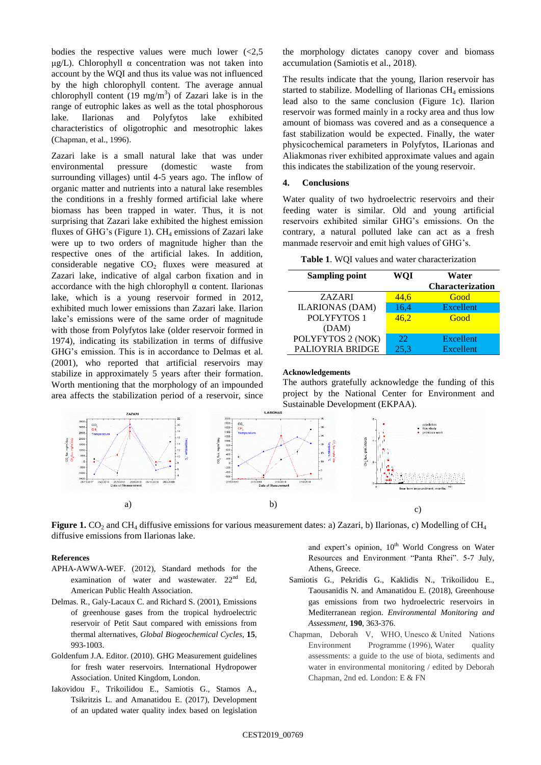bodies the respective values were much lower (<2,5 μg/L). Chlorophyll α concentration was not taken into account by the WQI and thus its value was not influenced by the high chlorophyll content. The average annual chlorophyll content (19 $mg/m^3$) of Zazari lake is in the range of eutrophic lakes as well as the total phosphorous lake. Ilarionas and Polyfytos lake exhibited characteristics of oligotrophic and mesotrophic lakes (Chapman, et al., 1996).

Zazari lake is a small natural lake that was under environmental pressure (domestic waste from surrounding villages) until 4-5 years ago. The inflow of organic matter and nutrients into a natural lake resembles the conditions in a freshly formed artificial lake where biomass has been trapped in water. Thus, it is not surprising that Zazari lake exhibited the highest emission fluxes of GHG's (Figure 1). $CH_4$ emissions of Zazari lake were up to two orders of magnitude higher than the respective ones of the artificial lakes. In addition, considerable negative $CO_2$ fluxes were measured at Zazari lake, indicative of algal carbon fixation and in accordance with the high chlorophyll α content. Ilarionas lake, which is a young reservoir formed in 2012, exhibited much lower emissions than Zazari lake. Ilarion lake's emissions were of the same order of magnitude with those from Polyfytos lake (older reservoir formed in 1974), indicating its stabilization in terms of diffusive GHG's emission. This is in accordance to Delmas et al. (2001), who reported that artificial reservoirs may stabilize in approximately 5 years after their formation. Worth mentioning that the morphology of an impounded area affects the stabilization period of a reservoir, since the morphology dictates canopy cover and biomass accumulation (Samiotis et al., 2018).

The results indicate that the young, Ilarion reservoir has started to stabilize. Modelling of Ilarionas $CH_4$ emissions lead also to the same conclusion (Figure 1c). Ilarion reservoir was formed mainly in a rocky area and thus low amount of biomass was covered and as a consequence a fast stabilization would be expected. Finally, the water physicochemical parameters in Polyfytos, ILarionas and Aliakmonas river exhibited approximate values and again this indicates the stabilization of the young reservoir.

## 4. Conclusions

Water quality of two hydroelectric reservoirs and their feeding water is similar. Old and young artificial reservoirs exhibited similar GHG's emissions. On the contrary, a natural polluted lake can act as a fresh manmade reservoir and emit high values of GHG's.

**Table 1**. WQI values and water characterization

| Sampling point | WQI | Water Characterization |
|---|---|---|
| ZAZARI | 44,6 | Good |
| ILARIONAS (DAM) | 16,4 | Excellent |
| POLYFYTOS 1 (DAM) | 46,2 | Good |
| POLYFYTOS 2 (NOK) | 22 | Excellent |
| PALIOYRIA BRIDGE | 25,3 | Excellent |

**Acknowledgements**

The authors gratefully acknowledge the funding of this project by the National Center for Environment and Sustainable Development (EKPAA).

ZAZARI

a)

ILARIONAS

b)

c)

**Figure 1.** $CO_2$ and $CH_4$ diffusive emissions for various measurement dates: a) Zazari, b) Ilarionas, c) Modelling of $CH_4$ diffusive emissions from Ilarionas lake.

**References**

APHA-AWWA-WEF. (2012), Standard methods for the examination of water and wastewater. 22nd Ed, American Public Health Association.

Delmas. R., Galy-Lacaux C. and Richard S. (2001), Emissions of greenhouse gases from the tropical hydroelectric reservoir of Petit Saut compared with emissions from thermal alternatives, *Global Biogeochemical Cycles*, **15**, 993-1003.

Goldenfum J.A. Editor. (2010). GHG Measurement guidelines for fresh water reservoirs. International Hydropower Association. United Kingdom, London.

Iakovidou F., Trikoilidou E., Samiotis G., Stamos A., Tsikritzis L. and Amanatidou E. (2017), Development of an updated water quality index based on legislation and expert's opinion, 10th World Congress on Water Resources and Environment "Panta Rhei". 5-7 July, Athens, Greece.

Samiotis G., Pekridis G., Kaklidis N., Trikoilidou E., Taousanidis N. and Amanatidou E. (2018), Greenhouse gas emissions from two hydroelectric reservoirs in Mediterranean region. *Environmental Monitoring and Assessment*, **190**, 363-376.

Chapman, Deborah V, WHO, Unesco & United Nations Environment Programme (1996), Water quality assessments: a guide to the use of biota, sediments and water in environmental monitoring / edited by Deborah Chapman, 2nd ed. London: E & FN